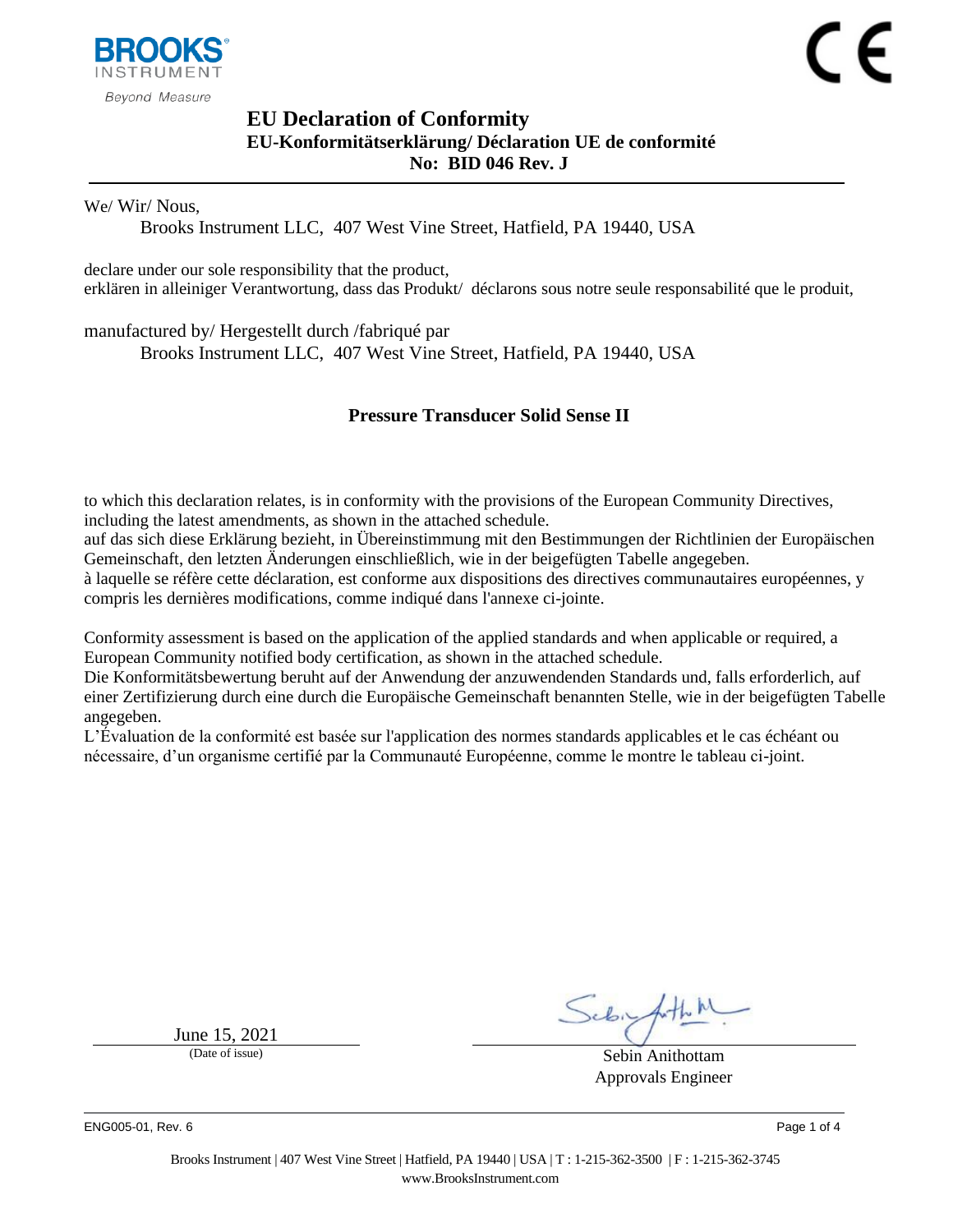BROOKS INSTRUMENT

*Beyond Measure*

CE

# EU Declaration of Conformity

## EU-Konformitätserklärung/ Déclaration UE de conformité

## No: BID 046 Rev. J

We/ Wir/ Nous,

Brooks Instrument LLC, 407 West Vine Street, Hatfield, PA 19440, USA

declare under our sole responsibility that the product,
erklären in alleiniger Verantwortung, dass das Produkt/ déclarons sous notre seule responsabilité que le produit,

manufactured by/ Hergestellt durch /fabriqué par

Brooks Instrument LLC, 407 West Vine Street, Hatfield, PA 19440, USA

**Pressure Transducer Solid Sense II**

to which this declaration relates, is in conformity with the provisions of the European Community Directives, including the latest amendments, as shown in the attached schedule.
auf das sich diese Erklärung bezieht, in Übereinstimmung mit den Bestimmungen der Richtlinien der Europäischen Gemeinschaft, den letzten Änderungen einschließlich, wie in der beigefügten Tabelle angegeben.
à laquelle se réfère cette déclaration, est conforme aux dispositions des directives communautaires européennes, y compris les dernières modifications, comme indiqué dans l'annexe ci-jointe.

Conformity assessment is based on the application of the applied standards and when applicable or required, a European Community notified body certification, as shown in the attached schedule.
Die Konformitätsbewertung beruht auf der Anwendung der anzuwendenden Standards und, falls erforderlich, auf einer Zertifizierung durch eine durch die Europäische Gemeinschaft benannten Stelle, wie in der beigefügten Tabelle angegeben.
L'Évaluation de la conformité est basée sur l'application des normes standards applicables et le cas échéant ou nécessaire, d'un organisme certifié par la Communauté Européenne, comme le montre le tableau ci-joint.

June 15, 2021
(Date of issue)

Sebin Anithottam
Approvals Engineer

ENG005-01, Rev. 6

Brooks Instrument | 407 West Vine Street | Hatfield, PA 19440 | USA | T : 1-215-362-3500 | F : 1-215-362-3745
www.BrooksInstrument.com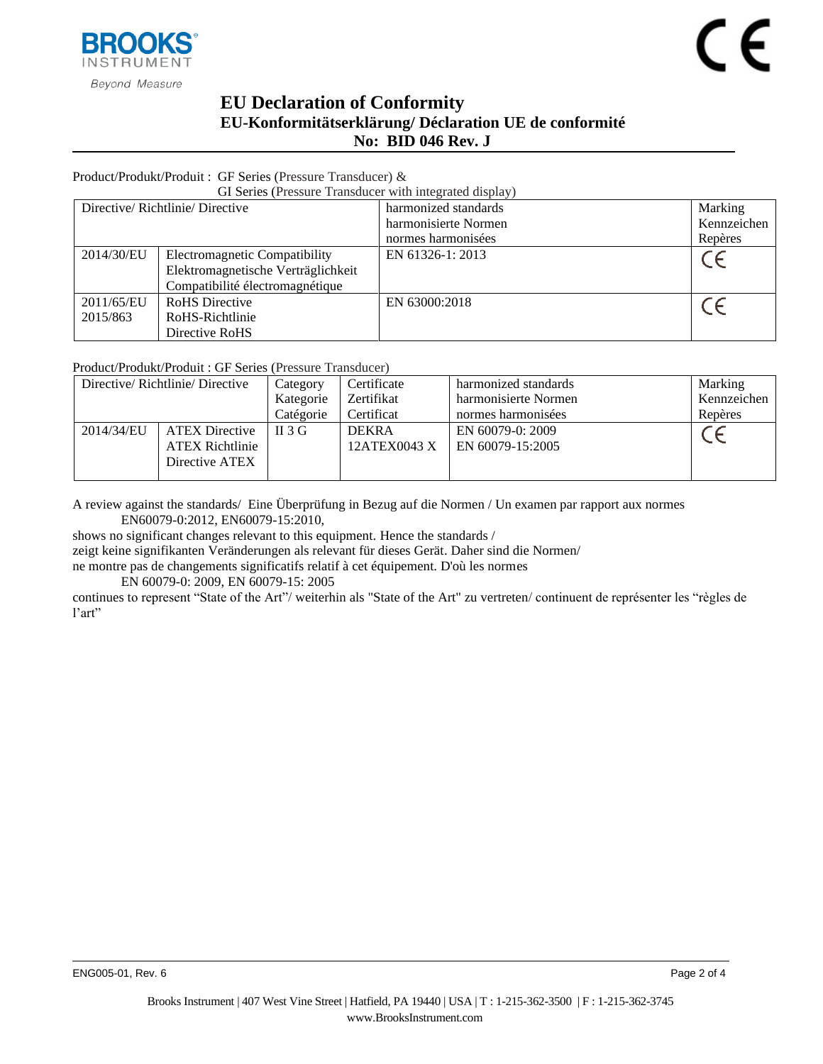# EU Declaration of Conformity

## EU-Konformitätserklärung/ Déclaration UE de conformité

## No: BID 046 Rev. J

Product/Produkt/Produit : GF Series (Pressure Transducer) &
GI Series (Pressure Transducer with integrated display)

| Directive/ Richtlinie/ Directive | | harmonized standards<br>harmonisierte Normen<br>normes harmonisées | Marking<br>Kennzeichen<br>Repères |
|---|---|---|---|
| 2014/30/EU | Electromagnetic Compatibility<br>Elektromagnetische Verträglichkeit<br>Compatibilité électromagnétique | EN 61326-1: 2013 | CE |
| 2011/65/EU<br>2015/863 | RoHS Directive<br>RoHS-Richtlinie<br>Directive RoHS | EN 63000:2018 | CE |

Product/Produkt/Produit : GF Series (Pressure Transducer)

| Directive/ Richtlinie/ Directive | | Category<br>Kategorie<br>Catégorie | Certificate<br>Zertifikat<br>Certificat | harmonized standards<br>harmonisierte Normen<br>normes harmonisées | Marking<br>Kennzeichen<br>Repères |
|---|---|---|---|---|---|
| 2014/34/EU | ATEX Directive<br>ATEX Richtlinie<br>Directive ATEX | II 3 G | DEKRA<br>12ATEX0043 X | EN 60079-0: 2009<br>EN 60079-15:2005 | CE |

A review against the standards/ Eine Überprüfung in Bezug auf die Normen / Un examen par rapport aux normes
EN60079-0:2012, EN60079-15:2010,
shows no significant changes relevant to this equipment. Hence the standards /
zeigt keine signifikanten Veränderungen als relevant für dieses Gerät. Daher sind die Normen/
ne montre pas de changements significatifs relatif à cet équipement. D'où les normes
EN 60079-0: 2009, EN 60079-15: 2005
continues to represent "State of the Art"/ weiterhin als "State of the Art" zu vertreten/ continuent de représenter les "règles de l'art"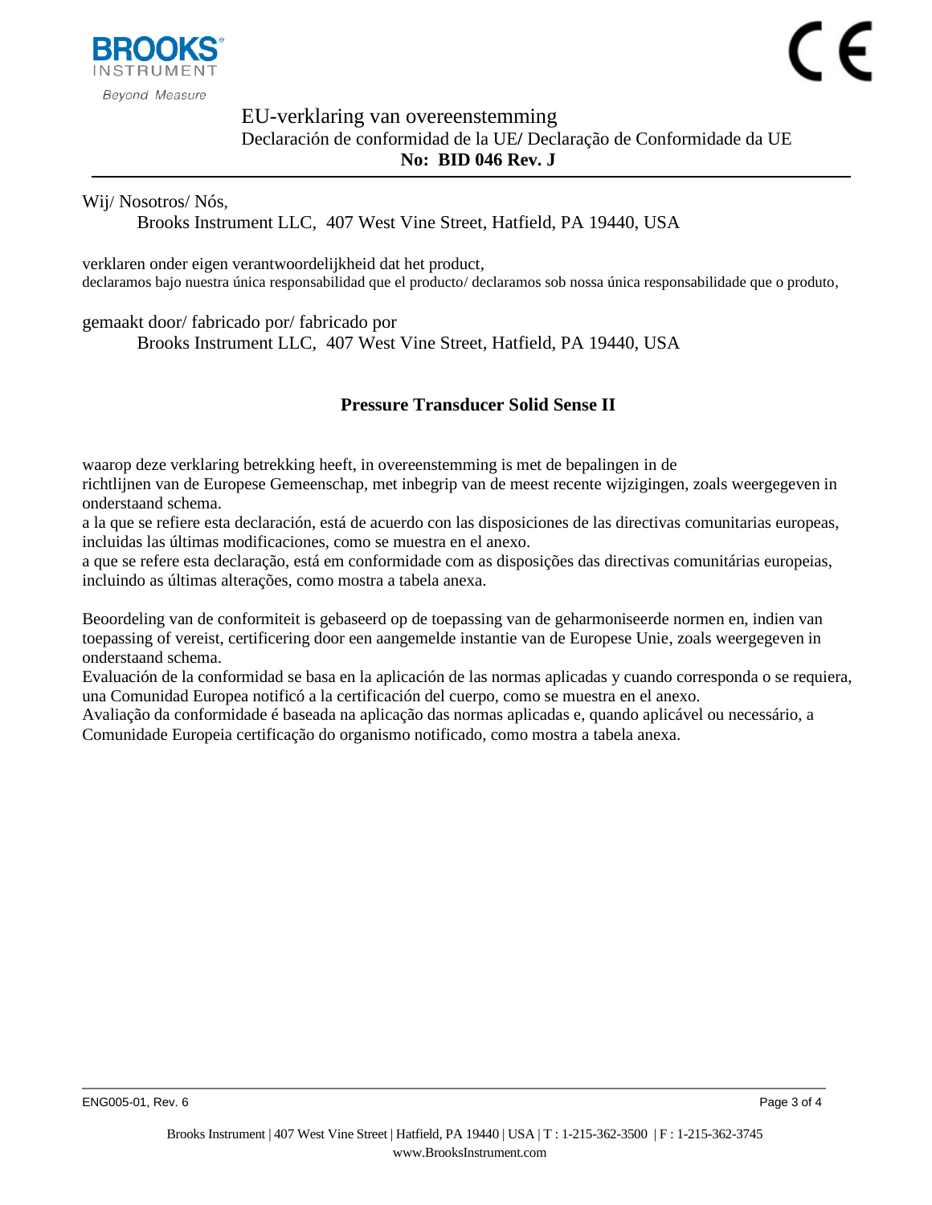# EU-verklaring van overeenstemming

## Declaración de conformidad de la UE/ Declaração de Conformidade da UE

**No: BID 046 Rev. J**

Wij/ Nosotros/ Nós,

Brooks Instrument LLC, 407 West Vine Street, Hatfield, PA 19440, USA

verklaren onder eigen verantwoordelijkheid dat het product,
declaramos bajo nuestra única responsabilidad que el producto/ declaramos sob nossa única responsabilidade que o produto,

gemaakt door/ fabricado por/ fabricado por

Brooks Instrument LLC, 407 West Vine Street, Hatfield, PA 19440, USA

**Pressure Transducer Solid Sense II**

waarop deze verklaring betrekking heeft, in overeenstemming is met de bepalingen in de richtlijnen van de Europese Gemeenschap, met inbegrip van de meest recente wijzigingen, zoals weergegeven in onderstaand schema.
a la que se refiere esta declaración, está de acuerdo con las disposiciones de las directivas comunitarias europeas, incluidas las últimas modificaciones, como se muestra en el anexo.
a que se refere esta declaração, está em conformidade com as disposições das directivas comunitárias europeias, incluindo as últimas alterações, como mostra a tabela anexa.

Beoordeling van de conformiteit is gebaseerd op de toepassing van de geharmoniseerde normen en, indien van toepassing of vereist, certificering door een aangemelde instantie van de Europese Unie, zoals weergegeven in onderstaand schema.
Evaluación de la conformidad se basa en la aplicación de las normas aplicadas y cuando corresponda o se requiera, una Comunidad Europea notificó a la certificación del cuerpo, como se muestra en el anexo.
Avaliação da conformidade é baseada na aplicação das normas aplicadas e, quando aplicável ou necessário, a Comunidade Europeia certificação do organismo notificado, como mostra a tabela anexa.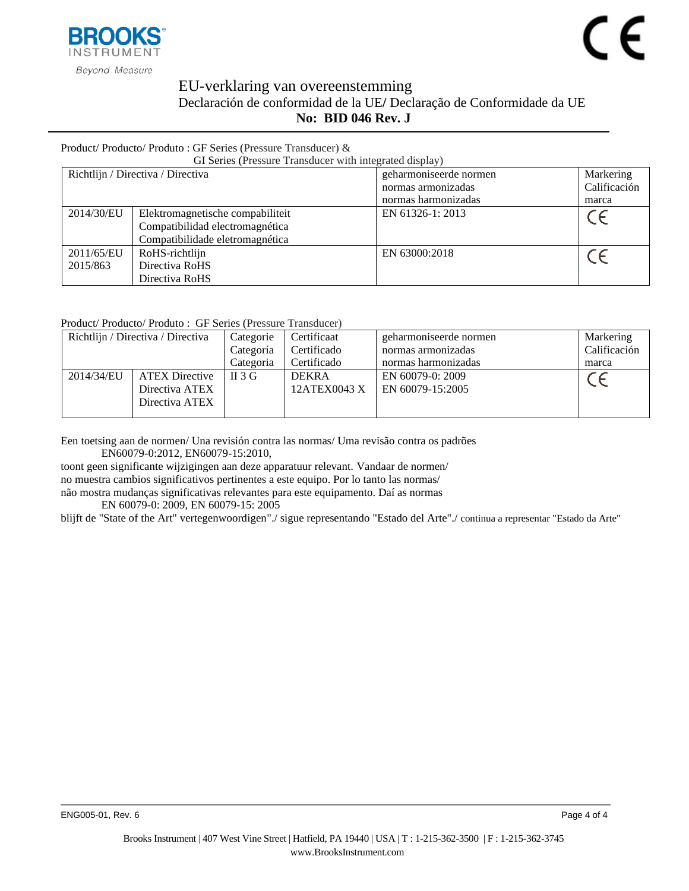# EU-verklaring van overeenstemming

## Declaración de conformidad de la UE/ Declaração de Conformidade da UE

**No: BID 046 Rev. J**

Product/ Producto/ Produto : GF Series (Pressure Transducer) &
GI Series (Pressure Transducer with integrated display)

| Richtlijn / Directiva / Directiva | | geharmoniseerde normen<br>normas armonizadas<br>normas harmonizadas | Markering<br>Calificación<br>marca |
|---|---|---|---|
| 2014/30/EU | Elektromagnetische compabiliteit<br>Compatibilidad electromagnética<br>Compatibilidade eletromagnética | EN 61326-1: 2013 | CE |
| 2011/65/EU<br>2015/863 | RoHS-richtlijn<br>Directiva RoHS<br>Directiva RoHS | EN 63000:2018 | CE |

Product/ Producto/ Produto : GF Series (Pressure Transducer)

| Richtlijn / Directiva / Directiva | | Categorie<br>Categoría<br>Categoria | Certificaat<br>Certificado<br>Certificado | geharmoniseerde normen<br>normas armonizadas<br>normas harmonizadas | Markering<br>Calificación<br>marca |
|---|---|---|---|---|---|
| 2014/34/EU | ATEX Directive<br>Directiva ATEX<br>Directiva ATEX | II 3 G | DEKRA<br>12ATEX0043 X | EN 60079-0: 2009<br>EN 60079-15:2005 | CE |

Een toetsing aan de normen/ Una revisión contra las normas/ Uma revisão contra os padrões
EN60079-0:2012, EN60079-15:2010,
toont geen significante wijzigingen aan deze apparatuur relevant. Vandaar de normen/
no muestra cambios significativos pertinentes a este equipo. Por lo tanto las normas/
não mostra mudanças significativas relevantes para este equipamento. Daí as normas
EN 60079-0: 2009, EN 60079-15: 2005
blijft de "State of the Art" vertegenwoordigen"./ sigue representando "Estado del Arte"./ continua a representar "Estado da Arte"

ENG005-01, Rev. 6

Brooks Instrument | 407 West Vine Street | Hatfield, PA 19440 | USA | T : 1-215-362-3500 | F : 1-215-362-3745
www.BrooksInstrument.com